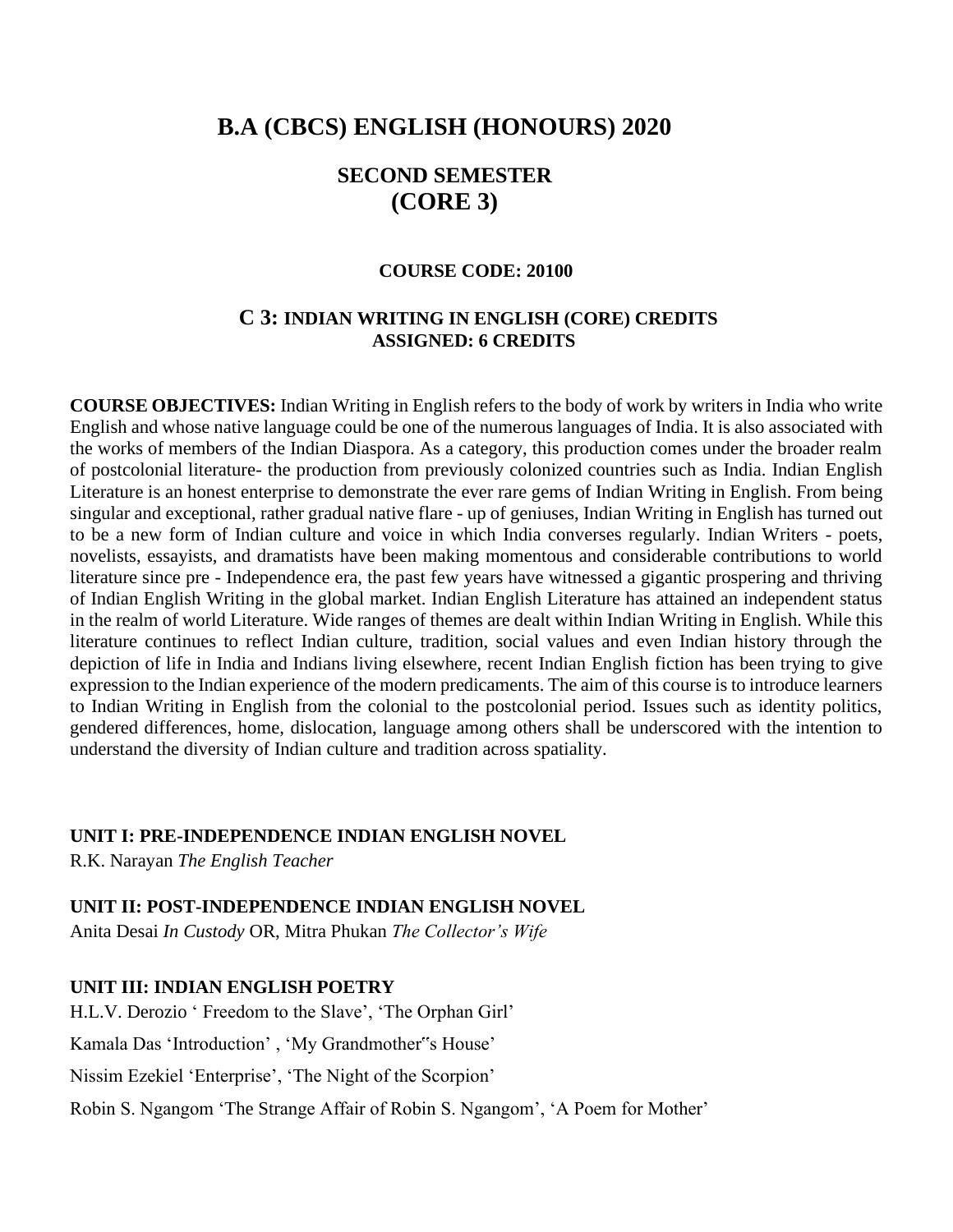# B.A (CBCS) ENGLISH (HONOURS) 2020

## SECOND SEMESTER
## (CORE 3)

**COURSE CODE: 20100**

### C 3: INDIAN WRITING IN ENGLISH (CORE) CREDITS ASSIGNED: 6 CREDITS

**COURSE OBJECTIVES:** Indian Writing in English refers to the body of work by writers in India who write English and whose native language could be one of the numerous languages of India. It is also associated with the works of members of the Indian Diaspora. As a category, this production comes under the broader realm of postcolonial literature- the production from previously colonized countries such as India. Indian English Literature is an honest enterprise to demonstrate the ever rare gems of Indian Writing in English. From being singular and exceptional, rather gradual native flare - up of geniuses, Indian Writing in English has turned out to be a new form of Indian culture and voice in which India converses regularly. Indian Writers - poets, novelists, essayists, and dramatists have been making momentous and considerable contributions to world literature since pre - Independence era, the past few years have witnessed a gigantic prospering and thriving of Indian English Writing in the global market. Indian English Literature has attained an independent status in the realm of world Literature. Wide ranges of themes are dealt within Indian Writing in English. While this literature continues to reflect Indian culture, tradition, social values and even Indian history through the depiction of life in India and Indians living elsewhere, recent Indian English fiction has been trying to give expression to the Indian experience of the modern predicaments. The aim of this course is to introduce learners to Indian Writing in English from the colonial to the postcolonial period. Issues such as identity politics, gendered differences, home, dislocation, language among others shall be underscored with the intention to understand the diversity of Indian culture and tradition across spatiality.

**UNIT I: PRE-INDEPENDENCE INDIAN ENGLISH NOVEL**

R.K. Narayan *The English Teacher*

**UNIT II: POST-INDEPENDENCE INDIAN ENGLISH NOVEL**

Anita Desai *In Custody* OR, Mitra Phukan *The Collector's Wife*

**UNIT III: INDIAN ENGLISH POETRY**

H.L.V. Derozio ' Freedom to the Slave', 'The Orphan Girl'

Kamala Das 'Introduction' , 'My Grandmother"s House'

Nissim Ezekiel 'Enterprise', 'The Night of the Scorpion'

Robin S. Ngangom 'The Strange Affair of Robin S. Ngangom', 'A Poem for Mother'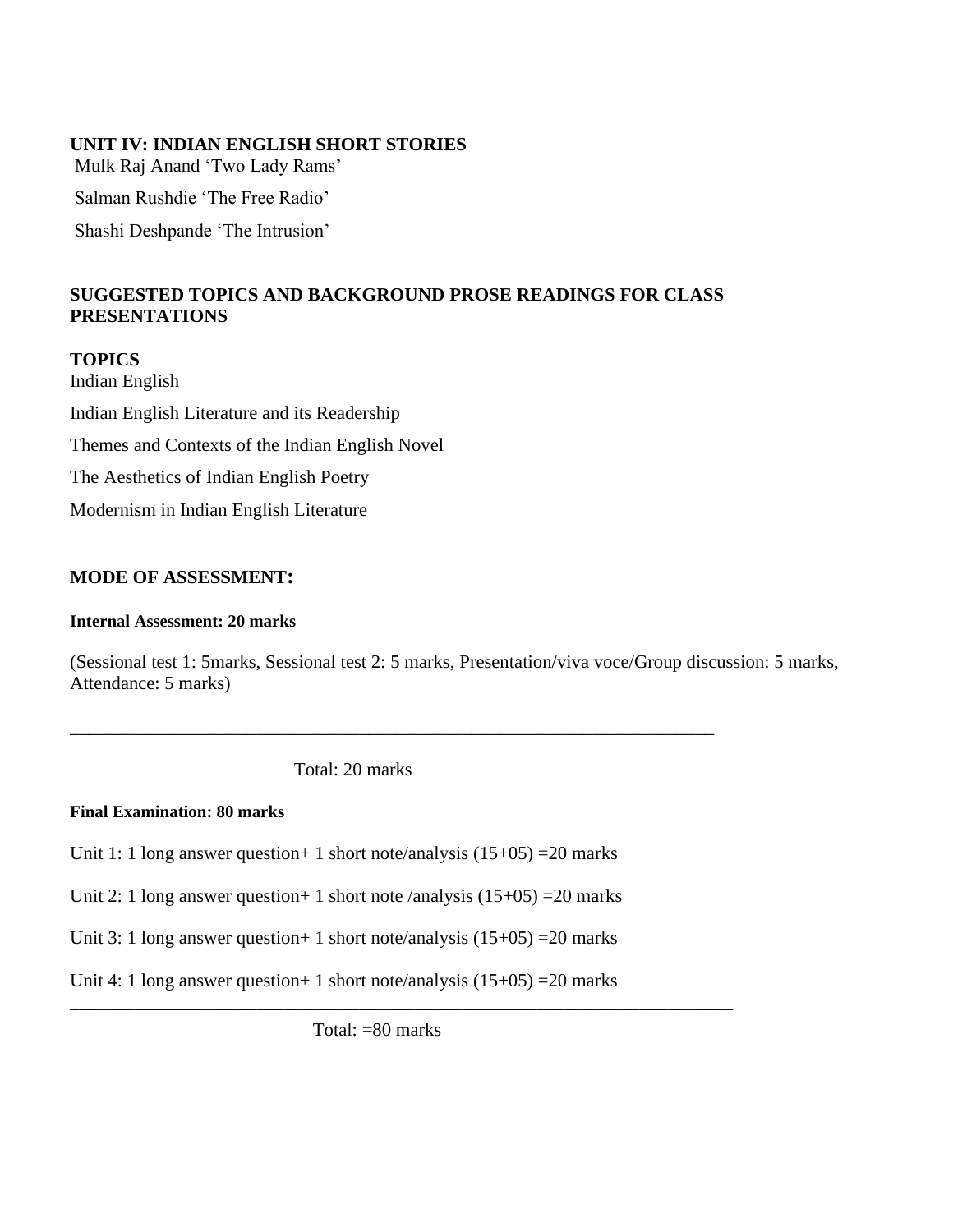**UNIT IV: INDIAN ENGLISH SHORT STORIES**

Mulk Raj Anand 'Two Lady Rams'

Salman Rushdie 'The Free Radio'

Shashi Deshpande 'The Intrusion'

**SUGGESTED TOPICS AND BACKGROUND PROSE READINGS FOR CLASS PRESENTATIONS**

**TOPICS**

Indian English

Indian English Literature and its Readership

Themes and Contexts of the Indian English Novel

The Aesthetics of Indian English Poetry

Modernism in Indian English Literature

**MODE OF ASSESSMENT:**

**Internal Assessment: 20 marks**

(Sessional test 1: 5marks, Sessional test 2: 5 marks, Presentation/viva voce/Group discussion: 5 marks, Attendance: 5 marks)

---

Total: 20 marks

**Final Examination: 80 marks**

Unit 1: 1 long answer question+ 1 short note/analysis (15+05) =20 marks

Unit 2: 1 long answer question+ 1 short note /analysis (15+05) =20 marks

Unit 3: 1 long answer question+ 1 short note/analysis (15+05) =20 marks

Unit 4: 1 long answer question+ 1 short note/analysis (15+05) =20 marks

---

Total: =80 marks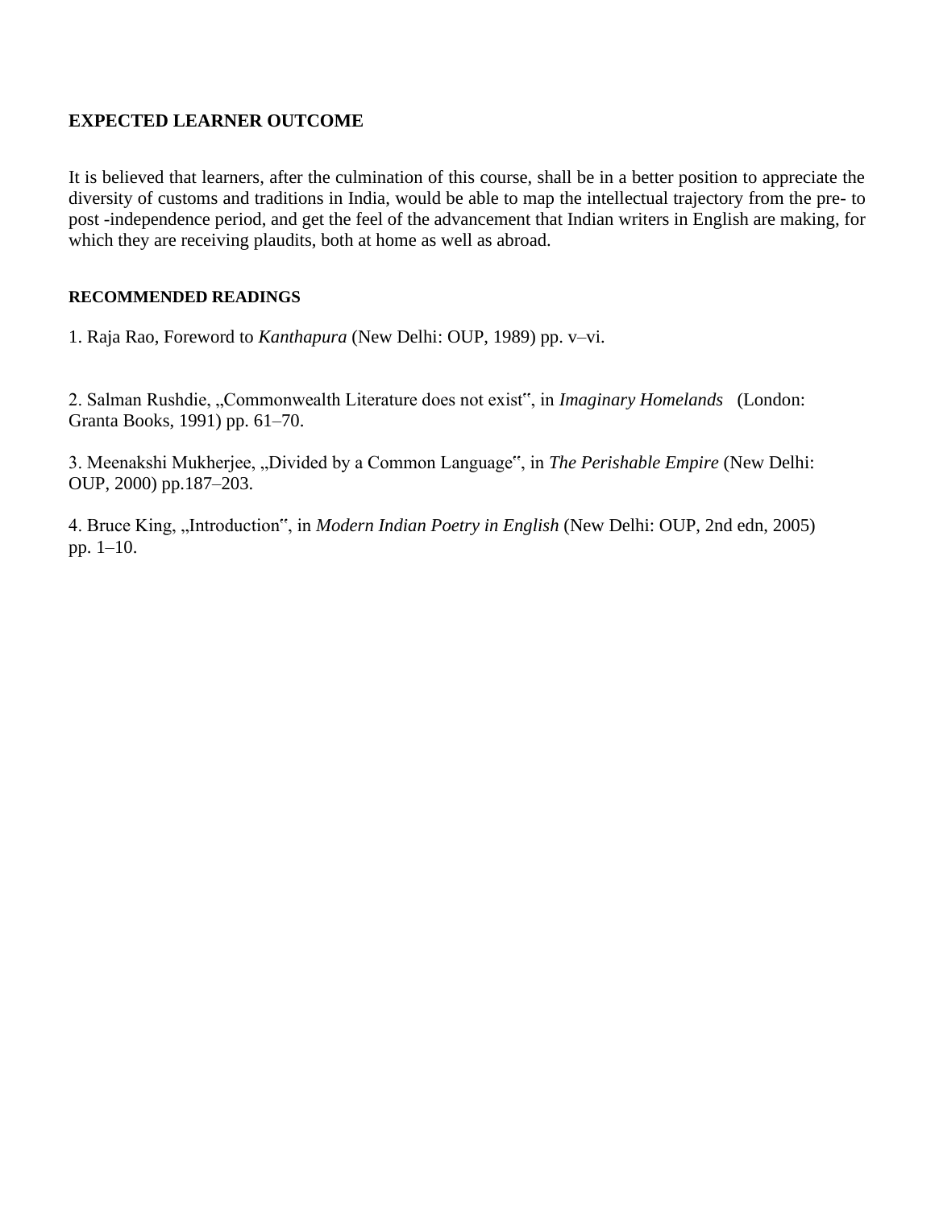## EXPECTED LEARNER OUTCOME

It is believed that learners, after the culmination of this course, shall be in a better position to appreciate the diversity of customs and traditions in India, would be able to map the intellectual trajectory from the pre- to post -independence period, and get the feel of the advancement that Indian writers in English are making, for which they are receiving plaudits, both at home as well as abroad.

### RECOMMENDED READINGS

1. Raja Rao, Foreword to *Kanthapura* (New Delhi: OUP, 1989) pp. v–vi.

2. Salman Rushdie, „Commonwealth Literature does not exist‟, in *Imaginary Homelands* (London: Granta Books, 1991) pp. 61–70.

3. Meenakshi Mukherjee, „Divided by a Common Language‟, in *The Perishable Empire* (New Delhi: OUP, 2000) pp.187–203.

4. Bruce King, „Introduction‟, in *Modern Indian Poetry in English* (New Delhi: OUP, 2nd edn, 2005) pp. 1–10.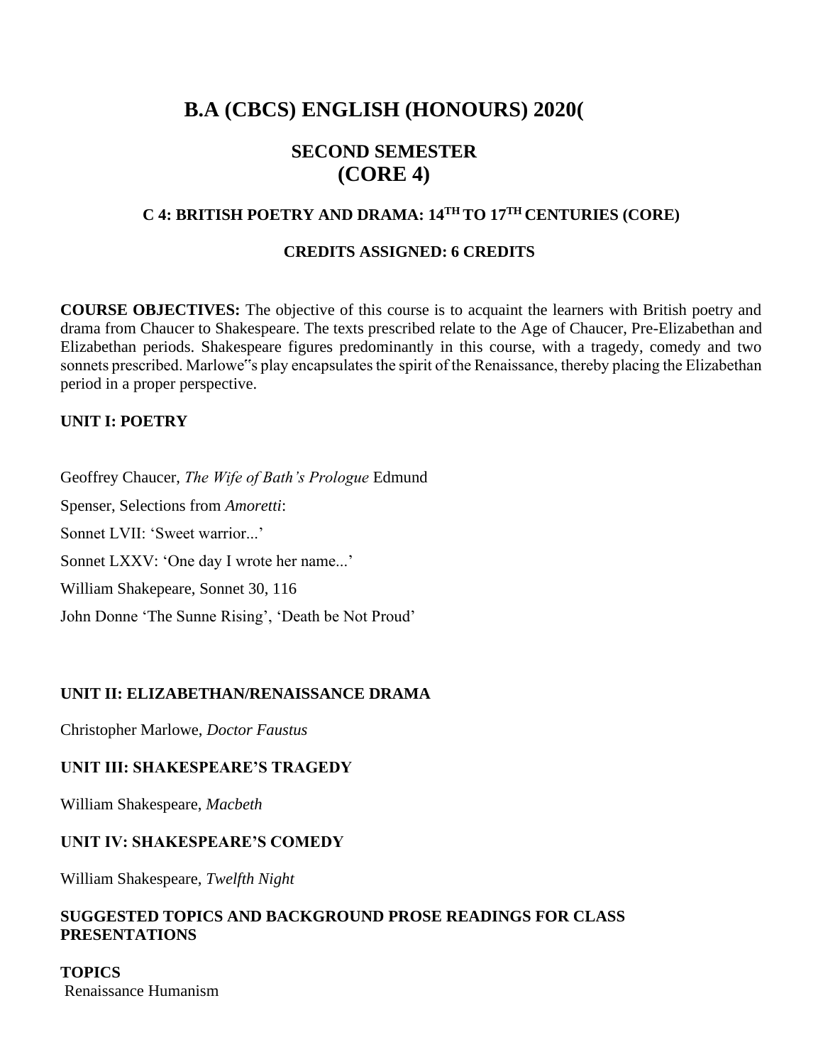# B.A (CBCS) ENGLISH (HONOURS) 2020(

## SECOND SEMESTER
## (CORE 4)

### C 4: BRITISH POETRY AND DRAMA: 14TH TO 17TH CENTURIES (CORE)

#### CREDITS ASSIGNED: 6 CREDITS

**COURSE OBJECTIVES:** The objective of this course is to acquaint the learners with British poetry and drama from Chaucer to Shakespeare. The texts prescribed relate to the Age of Chaucer, Pre-Elizabethan and Elizabethan periods. Shakespeare figures predominantly in this course, with a tragedy, comedy and two sonnets prescribed. Marlowe‟s play encapsulates the spirit of the Renaissance, thereby placing the Elizabethan period in a proper perspective.

**UNIT I: POETRY**

Geoffrey Chaucer, *The Wife of Bath's Prologue* Edmund

Spenser, Selections from *Amoretti*:

Sonnet LVII: 'Sweet warrior...'

Sonnet LXXV: 'One day I wrote her name...'

William Shakepeare, Sonnet 30, 116

John Donne 'The Sunne Rising', 'Death be Not Proud'

**UNIT II: ELIZABETHAN/RENAISSANCE DRAMA**

Christopher Marlowe, *Doctor Faustus*

**UNIT III: SHAKESPEARE'S TRAGEDY**

William Shakespeare, *Macbeth*

**UNIT IV: SHAKESPEARE'S COMEDY**

William Shakespeare, *Twelfth Night*

**SUGGESTED TOPICS AND BACKGROUND PROSE READINGS FOR CLASS PRESENTATIONS**

**TOPICS**

Renaissance Humanism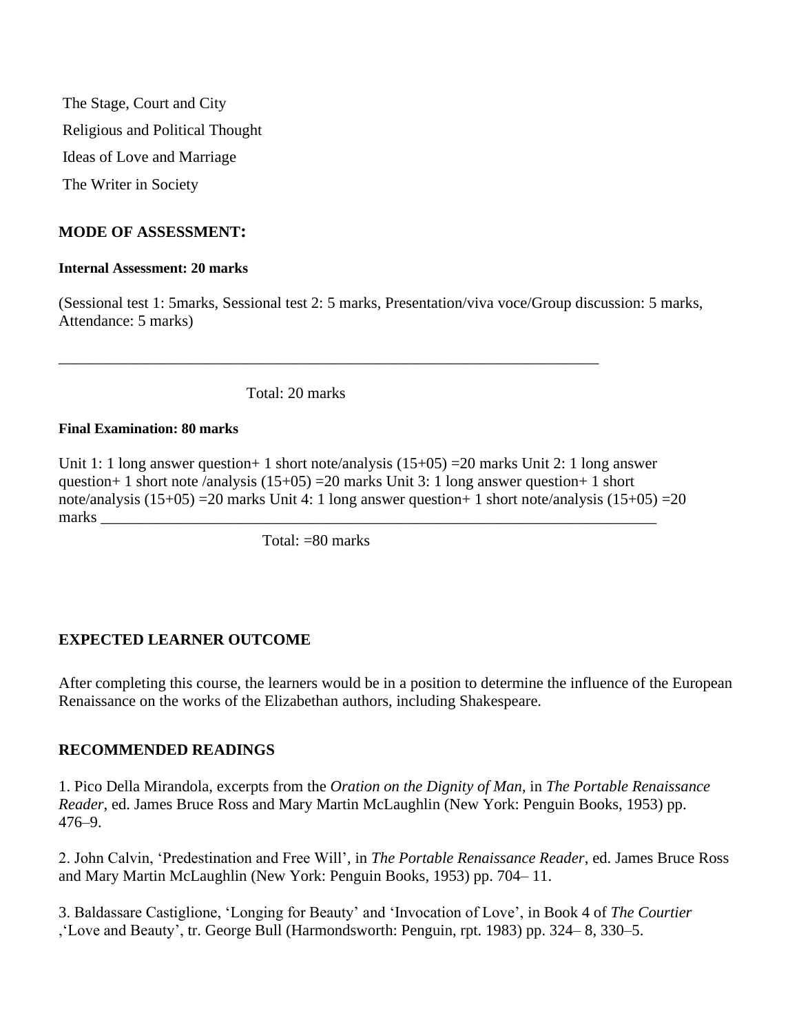The Stage, Court and City

Religious and Political Thought

Ideas of Love and Marriage

The Writer in Society

**MODE OF ASSESSMENT:**

**Internal Assessment: 20 marks**

(Sessional test 1: 5marks, Sessional test 2: 5 marks, Presentation/viva voce/Group discussion: 5 marks, Attendance: 5 marks)

\_\_\_\_\_\_\_\_\_\_\_\_\_\_\_\_\_\_\_\_\_\_\_\_\_\_\_\_\_\_\_\_\_\_\_\_\_\_\_\_\_\_\_\_\_\_\_\_\_\_\_\_\_\_\_\_\_\_\_\_\_\_\_\_\_\_\_\_\_\_\_\_

Total: 20 marks

**Final Examination: 80 marks**

Unit 1: 1 long answer question+ 1 short note/analysis (15+05) =20 marks Unit 2: 1 long answer question+ 1 short note /analysis (15+05) =20 marks Unit 3: 1 long answer question+ 1 short note/analysis (15+05) =20 marks Unit 4: 1 long answer question+ 1 short note/analysis (15+05) =20 marks \_\_\_\_\_\_\_\_\_\_\_\_\_\_\_\_\_\_\_\_\_\_\_\_\_\_\_\_\_\_\_\_\_\_\_\_\_\_\_\_\_\_\_\_\_\_\_\_\_\_\_\_\_\_\_\_\_\_\_\_\_\_\_\_\_\_\_\_\_\_\_\_

Total: =80 marks

**EXPECTED LEARNER OUTCOME**

After completing this course, the learners would be in a position to determine the influence of the European Renaissance on the works of the Elizabethan authors, including Shakespeare.

**RECOMMENDED READINGS**

1. Pico Della Mirandola, excerpts from the *Oration on the Dignity of Man*, in *The Portable Renaissance Reader*, ed. James Bruce Ross and Mary Martin McLaughlin (New York: Penguin Books, 1953) pp. 476–9.

2. John Calvin, 'Predestination and Free Will', in *The Portable Renaissance Reader*, ed. James Bruce Ross and Mary Martin McLaughlin (New York: Penguin Books, 1953) pp. 704– 11.

3. Baldassare Castiglione, 'Longing for Beauty' and 'Invocation of Love', in Book 4 of *The Courtier* ,'Love and Beauty', tr. George Bull (Harmondsworth: Penguin, rpt. 1983) pp. 324– 8, 330–5.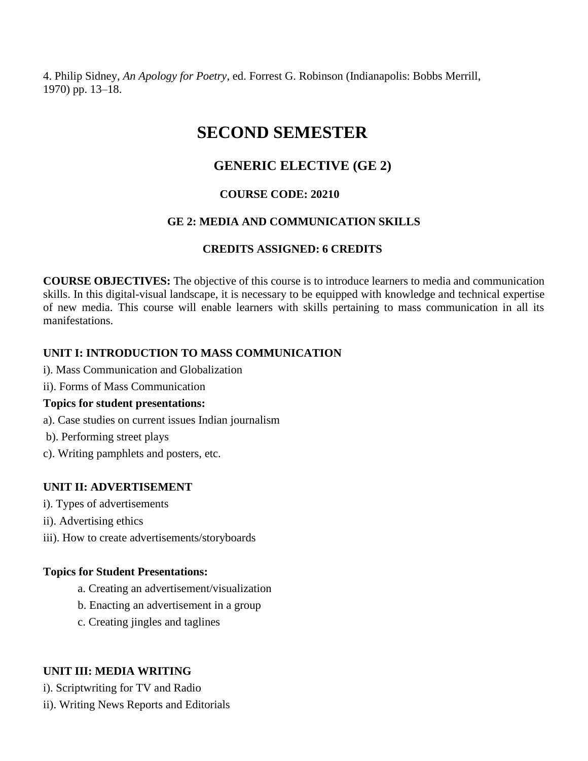4. Philip Sidney, *An Apology for Poetry*, ed. Forrest G. Robinson (Indianapolis: Bobbs Merrill, 1970) pp. 13–18.

# SECOND SEMESTER

## GENERIC ELECTIVE (GE 2)

### COURSE CODE: 20210

### GE 2: MEDIA AND COMMUNICATION SKILLS

### CREDITS ASSIGNED: 6 CREDITS

**COURSE OBJECTIVES:** The objective of this course is to introduce learners to media and communication skills. In this digital-visual landscape, it is necessary to be equipped with knowledge and technical expertise of new media. This course will enable learners with skills pertaining to mass communication in all its manifestations.

**UNIT I: INTRODUCTION TO MASS COMMUNICATION**

i). Mass Communication and Globalization

ii). Forms of Mass Communication

**Topics for student presentations:**

a). Case studies on current issues Indian journalism

b). Performing street plays

c). Writing pamphlets and posters, etc.

**UNIT II: ADVERTISEMENT**

i). Types of advertisements

ii). Advertising ethics

iii). How to create advertisements/storyboards

**Topics for Student Presentations:**

a. Creating an advertisement/visualization

b. Enacting an advertisement in a group

c. Creating jingles and taglines

**UNIT III: MEDIA WRITING**

i). Scriptwriting for TV and Radio

ii). Writing News Reports and Editorials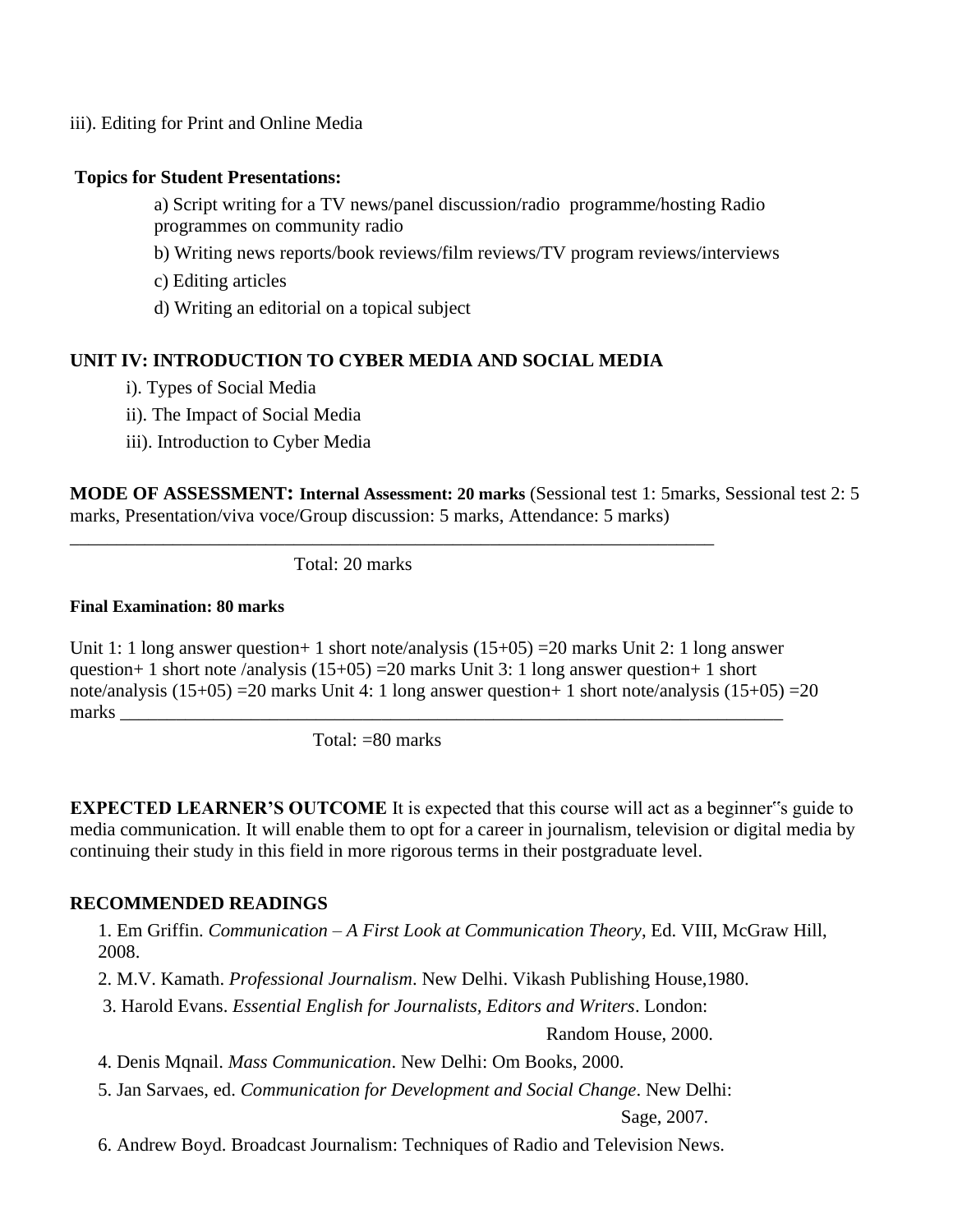iii). Editing for Print and Online Media

**Topics for Student Presentations:**

a) Script writing for a TV news/panel discussion/radio programme/hosting Radio programmes on community radio

b) Writing news reports/book reviews/film reviews/TV program reviews/interviews

c) Editing articles

d) Writing an editorial on a topical subject

**UNIT IV: INTRODUCTION TO CYBER MEDIA AND SOCIAL MEDIA**

i). Types of Social Media

ii). The Impact of Social Media

iii). Introduction to Cyber Media

**MODE OF ASSESSMENT: Internal Assessment: 20 marks** (Sessional test 1: 5marks, Sessional test 2: 5 marks, Presentation/viva voce/Group discussion: 5 marks, Attendance: 5 marks)

\_\_\_\_\_\_\_\_\_\_\_\_\_\_\_\_\_\_\_\_\_\_\_\_\_\_\_\_\_\_\_\_\_\_\_\_\_\_\_\_\_\_\_\_\_\_\_\_\_\_\_\_\_\_\_\_\_\_\_\_\_\_\_\_\_\_\_\_\_\_\_\_

Total: 20 marks

**Final Examination: 80 marks**

Unit 1: 1 long answer question+ 1 short note/analysis (15+05) =20 marks Unit 2: 1 long answer question+ 1 short note /analysis (15+05) =20 marks Unit 3: 1 long answer question+ 1 short note/analysis (15+05) =20 marks Unit 4: 1 long answer question+ 1 short note/analysis (15+05) =20 marks \_\_\_\_\_\_\_\_\_\_\_\_\_\_\_\_\_\_\_\_\_\_\_\_\_\_\_\_\_\_\_\_\_\_\_\_\_\_\_\_\_\_\_\_\_\_\_\_\_\_\_\_\_\_\_\_\_\_\_\_\_\_\_\_\_\_\_\_\_\_\_\_

Total: =80 marks

**EXPECTED LEARNER'S OUTCOME** It is expected that this course will act as a beginner"s guide to media communication. It will enable them to opt for a career in journalism, television or digital media by continuing their study in this field in more rigorous terms in their postgraduate level.

**RECOMMENDED READINGS**

1. Em Griffin. *Communication – A First Look at Communication Theory*, Ed. VIII, McGraw Hill, 2008.
2. M.V. Kamath. *Professional Journalism*. New Delhi. Vikash Publishing House,1980.
3. Harold Evans. *Essential English for Journalists, Editors and Writers*. London: Random House, 2000.
4. Denis Mqnail. *Mass Communication*. New Delhi: Om Books, 2000.
5. Jan Sarvaes, ed. *Communication for Development and Social Change*. New Delhi: Sage, 2007.
6. Andrew Boyd. Broadcast Journalism: Techniques of Radio and Television News.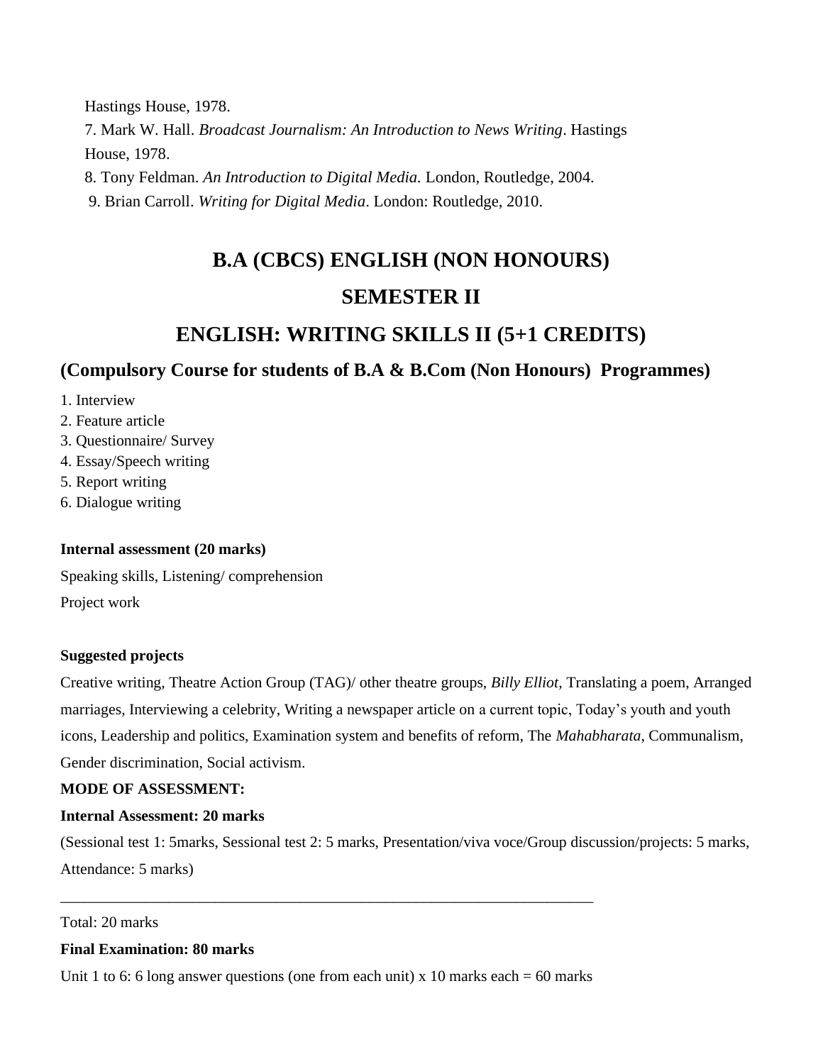Hastings House, 1978.

7. Mark W. Hall. *Broadcast Journalism: An Introduction to News Writing*. Hastings House, 1978.

8. Tony Feldman. *An Introduction to Digital Media.* London, Routledge, 2004.

9. Brian Carroll. *Writing for Digital Media*. London: Routledge, 2010.

# B.A (CBCS) ENGLISH (NON HONOURS)

# SEMESTER II

# ENGLISH: WRITING SKILLS II (5+1 CREDITS)

## (Compulsory Course for students of B.A & B.Com (Non Honours) Programmes)

1. Interview
2. Feature article
3. Questionnaire/ Survey
4. Essay/Speech writing
5. Report writing
6. Dialogue writing

**Internal assessment (20 marks)**

Speaking skills, Listening/ comprehension

Project work

**Suggested projects**

Creative writing, Theatre Action Group (TAG)/ other theatre groups, *Billy Elliot*, Translating a poem, Arranged marriages, Interviewing a celebrity, Writing a newspaper article on a current topic, Today's youth and youth icons, Leadership and politics, Examination system and benefits of reform, The *Mahabharata*, Communalism, Gender discrimination, Social activism.

**MODE OF ASSESSMENT:**

**Internal Assessment: 20 marks**

(Sessional test 1: 5marks, Sessional test 2: 5 marks, Presentation/viva voce/Group discussion/projects: 5 marks, Attendance: 5 marks)

---

Total: 20 marks

**Final Examination: 80 marks**

Unit 1 to 6: 6 long answer questions (one from each unit) x 10 marks each = 60 marks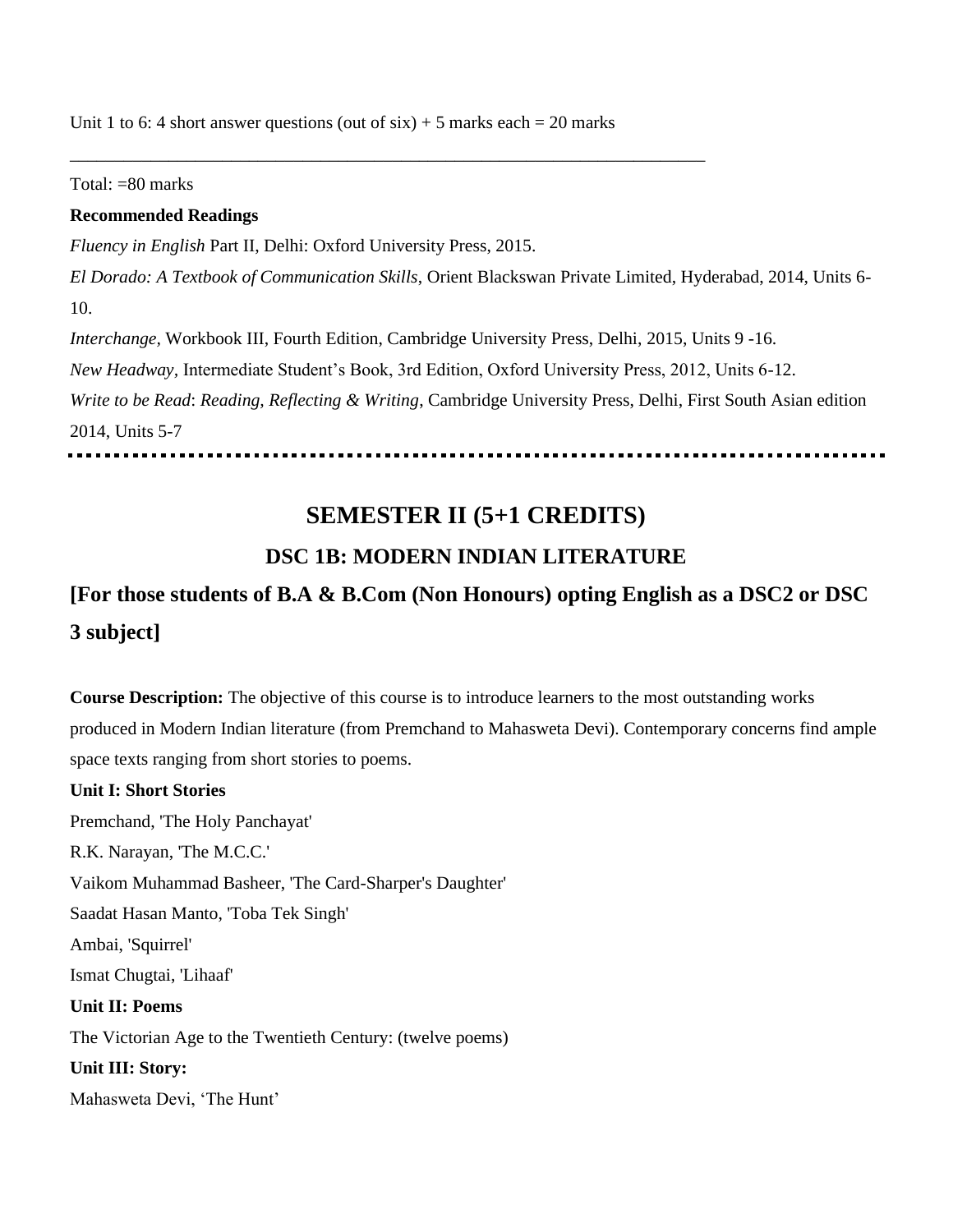Unit 1 to 6: 4 short answer questions (out of six) + 5 marks each = 20 marks

---

Total: =80 marks

**Recommended Readings**

*Fluency in English* Part II, Delhi: Oxford University Press, 2015.

*El Dorado: A Textbook of Communication Skills*, Orient Blackswan Private Limited, Hyderabad, 2014, Units 6-10.

*Interchange,* Workbook III, Fourth Edition, Cambridge University Press, Delhi, 2015, Units 9 -16.

*New Headway,* Intermediate Student's Book, 3rd Edition, Oxford University Press, 2012, Units 6-12.

*Write to be Read*: *Reading, Reflecting & Writing*, Cambridge University Press, Delhi, First South Asian edition 2014, Units 5-7

---

## SEMESTER II (5+1 CREDITS)

### DSC 1B: MODERN INDIAN LITERATURE

### [For those students of B.A & B.Com (Non Honours) opting English as a DSC2 or DSC 3 subject]

**Course Description:** The objective of this course is to introduce learners to the most outstanding works produced in Modern Indian literature (from Premchand to Mahasweta Devi). Contemporary concerns find ample space texts ranging from short stories to poems.

**Unit I: Short Stories**

Premchand, 'The Holy Panchayat'

R.K. Narayan, 'The M.C.C.'

Vaikom Muhammad Basheer, 'The Card-Sharper's Daughter'

Saadat Hasan Manto, 'Toba Tek Singh'

Ambai, 'Squirrel'

Ismat Chugtai, 'Lihaaf'

**Unit II: Poems**

The Victorian Age to the Twentieth Century: (twelve poems)

**Unit III: Story:**

Mahasweta Devi, 'The Hunt'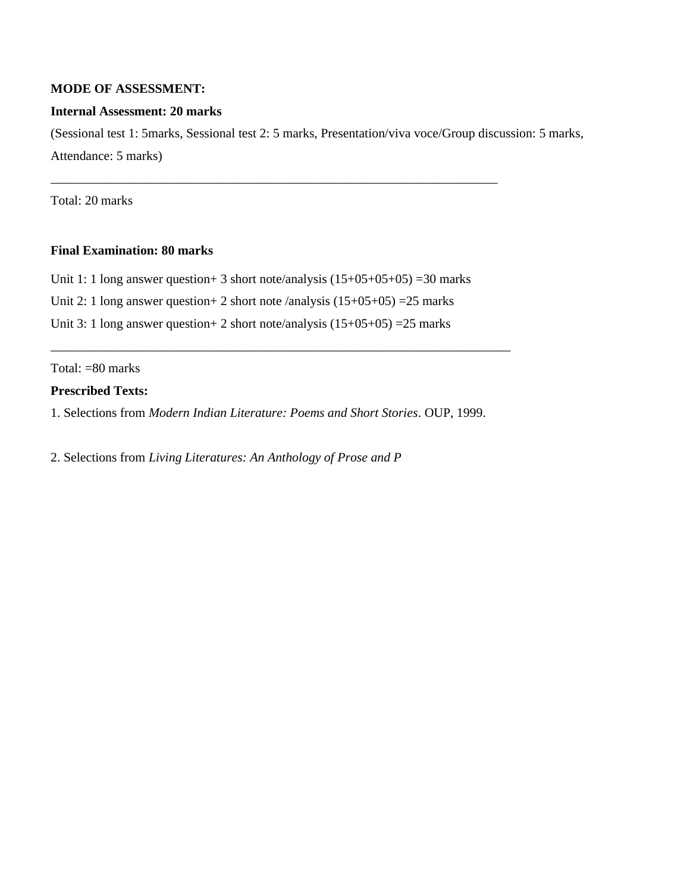**MODE OF ASSESSMENT:**

**Internal Assessment: 20 marks**

(Sessional test 1: 5marks, Sessional test 2: 5 marks, Presentation/viva voce/Group discussion: 5 marks, Attendance: 5 marks)

___

Total: 20 marks

**Final Examination: 80 marks**

Unit 1: 1 long answer question+ 3 short note/analysis (15+05+05+05) =30 marks

Unit 2: 1 long answer question+ 2 short note /analysis (15+05+05) =25 marks

Unit 3: 1 long answer question+ 2 short note/analysis (15+05+05) =25 marks

___

Total: =80 marks

**Prescribed Texts:**

1. Selections from *Modern Indian Literature: Poems and Short Stories*. OUP, 1999.

2. Selections from *Living Literatures: An Anthology of Prose and P*